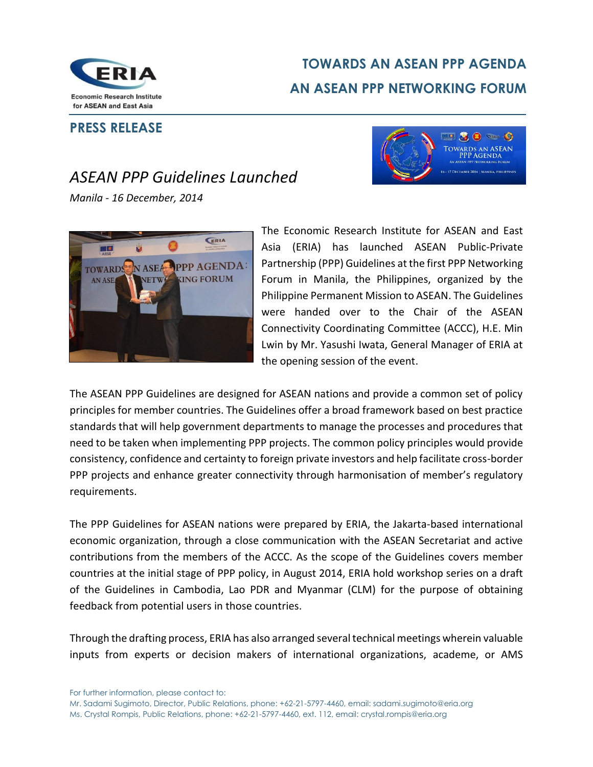# TOWARDS AN ASEAN PPP AGENDA
# AN ASEAN PPP NETWORKING FORUM

**PRESS RELEASE**

## *ASEAN PPP Guidelines Launched*

*Manila - 16 December, 2014*

The Economic Research Institute for ASEAN and East Asia (ERIA) has launched ASEAN Public-Private Partnership (PPP) Guidelines at the first PPP Networking Forum in Manila, the Philippines, organized by the Philippine Permanent Mission to ASEAN. The Guidelines were handed over to the Chair of the ASEAN Connectivity Coordinating Committee (ACCC), H.E. Min Lwin by Mr. Yasushi Iwata, General Manager of ERIA at the opening session of the event.

The ASEAN PPP Guidelines are designed for ASEAN nations and provide a common set of policy principles for member countries. The Guidelines offer a broad framework based on best practice standards that will help government departments to manage the processes and procedures that need to be taken when implementing PPP projects. The common policy principles would provide consistency, confidence and certainty to foreign private investors and help facilitate cross-border PPP projects and enhance greater connectivity through harmonisation of member's regulatory requirements.

The PPP Guidelines for ASEAN nations were prepared by ERIA, the Jakarta-based international economic organization, through a close communication with the ASEAN Secretariat and active contributions from the members of the ACCC. As the scope of the Guidelines covers member countries at the initial stage of PPP policy, in August 2014, ERIA hold workshop series on a draft of the Guidelines in Cambodia, Lao PDR and Myanmar (CLM) for the purpose of obtaining feedback from potential users in those countries.

Through the drafting process, ERIA has also arranged several technical meetings wherein valuable inputs from experts or decision makers of international organizations, academe, or AMS

For further information, please contact to:
Mr. Sadami Sugimoto, Director, Public Relations, phone: +62-21-5797-4460, email: sadami.sugimoto@eria.org
Ms. Crystal Rompis, Public Relations, phone: +62-21-5797-4460, ext. 112, email: crystal.rompis@eria.org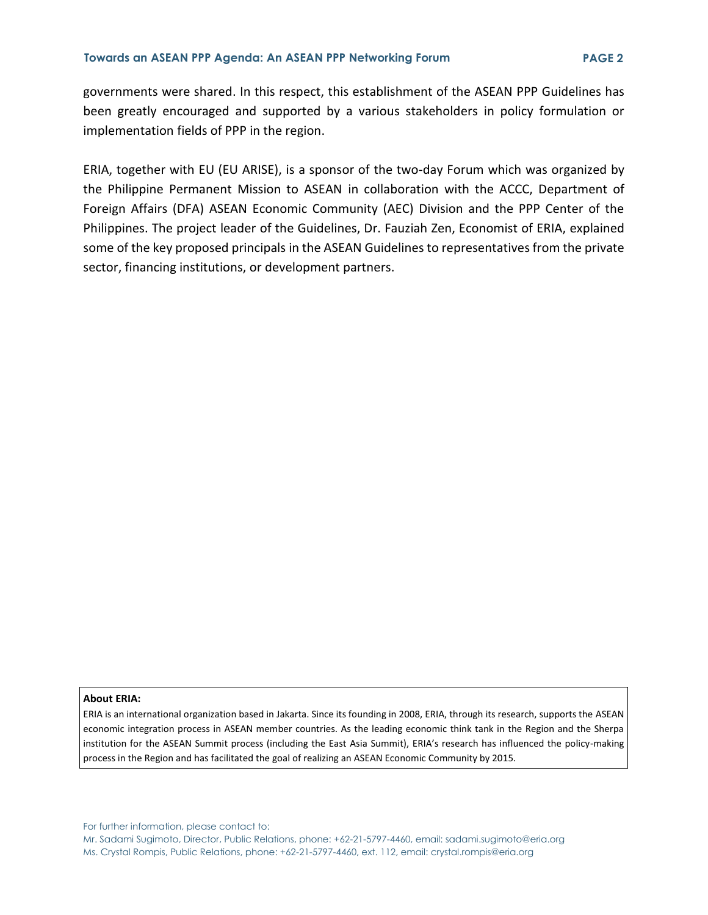governments were shared. In this respect, this establishment of the ASEAN PPP Guidelines has been greatly encouraged and supported by a various stakeholders in policy formulation or implementation fields of PPP in the region.

ERIA, together with EU (EU ARISE), is a sponsor of the two-day Forum which was organized by the Philippine Permanent Mission to ASEAN in collaboration with the ACCC, Department of Foreign Affairs (DFA) ASEAN Economic Community (AEC) Division and the PPP Center of the Philippines. The project leader of the Guidelines, Dr. Fauziah Zen, Economist of ERIA, explained some of the key proposed principals in the ASEAN Guidelines to representatives from the private sector, financing institutions, or development partners.

**About ERIA:**

ERIA is an international organization based in Jakarta. Since its founding in 2008, ERIA, through its research, supports the ASEAN economic integration process in ASEAN member countries. As the leading economic think tank in the Region and the Sherpa institution for the ASEAN Summit process (including the East Asia Summit), ERIA's research has influenced the policy-making process in the Region and has facilitated the goal of realizing an ASEAN Economic Community by 2015.

For further information, please contact to:
Mr. Sadami Sugimoto, Director, Public Relations, phone: +62-21-5797-4460, email: sadami.sugimoto@eria.org
Ms. Crystal Rompis, Public Relations, phone: +62-21-5797-4460, ext. 112, email: crystal.rompis@eria.org